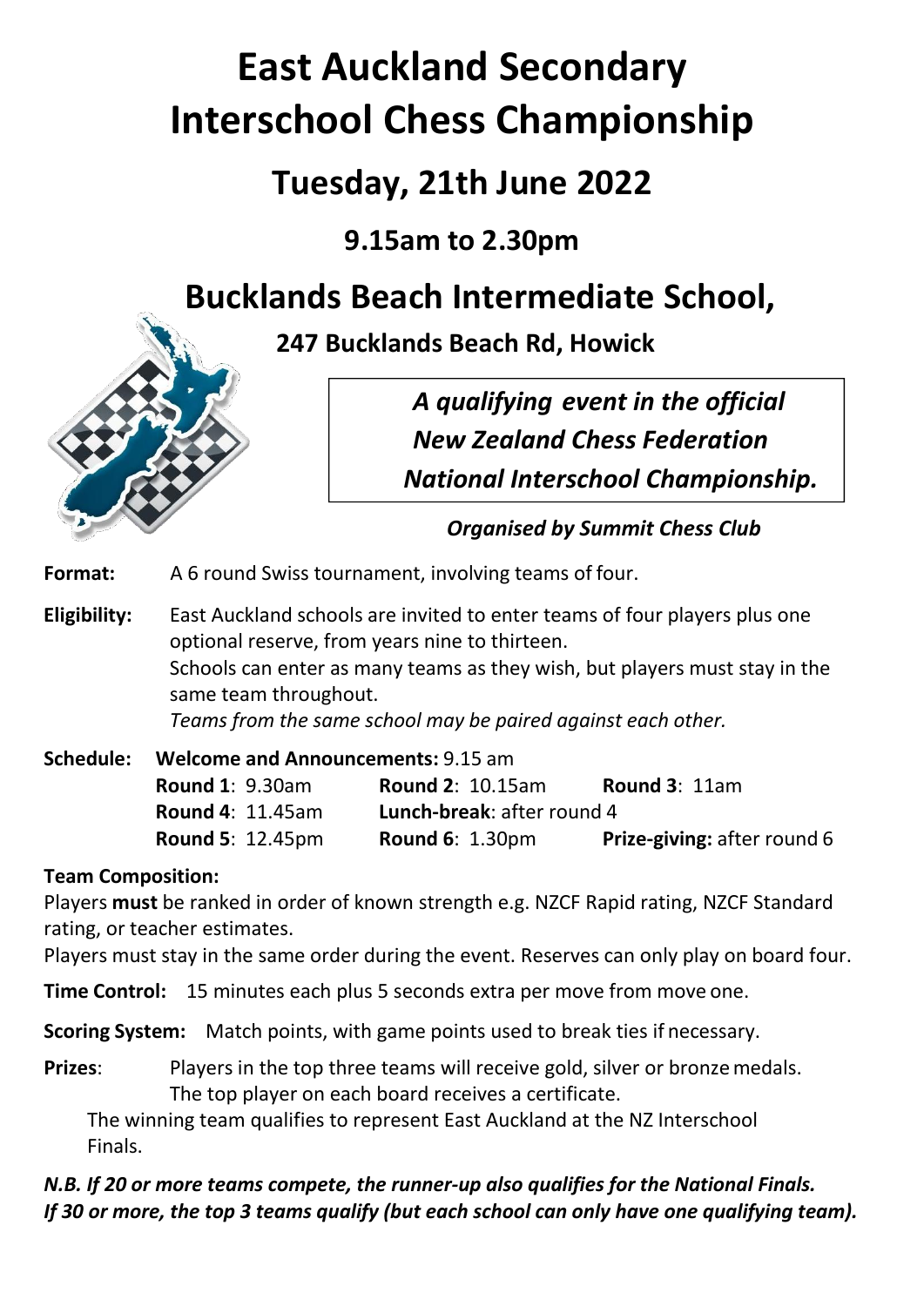# East Auckland Secondary Interschool Chess Championship

## Tuesday, 21th June 2022

### 9.15am to 2.30pm

## Bucklands Beach Intermediate School,

**247 Bucklands Beach Rd, Howick**

> ***A qualifying event in the official New Zealand Chess Federation National Interschool Championship.***

***Organised by Summit Chess Club***

**Format:** A 6 round Swiss tournament, involving teams of four.

**Eligibility:** East Auckland schools are invited to enter teams of four players plus one optional reserve, from years nine to thirteen.
Schools can enter as many teams as they wish, but players must stay in the same team throughout.
*Teams from the same school may be paired against each other.*

**Schedule:** **Welcome and Announcements:** 9.15 am

| | | |
|---|---|---|
| **Round 1**: 9.30am | **Round 2**: 10.15am | **Round 3**: 11am |
| **Round 4**: 11.45am | **Lunch-break**: after round 4 | |
| **Round 5**: 12.45pm | **Round 6**: 1.30pm | **Prize-giving:** after round 6 |

**Team Composition:**
Players **must** be ranked in order of known strength e.g. NZCF Rapid rating, NZCF Standard rating, or teacher estimates.
Players must stay in the same order during the event. Reserves can only play on board four.

**Time Control:** 15 minutes each plus 5 seconds extra per move from move one.

**Scoring System:** Match points, with game points used to break ties if necessary.

**Prizes**: Players in the top three teams will receive gold, silver or bronze medals. The top player on each board receives a certificate.
The winning team qualifies to represent East Auckland at the NZ Interschool Finals.

***N.B. If 20 or more teams compete, the runner-up also qualifies for the National Finals. If 30 or more, the top 3 teams qualify (but each school can only have one qualifying team).***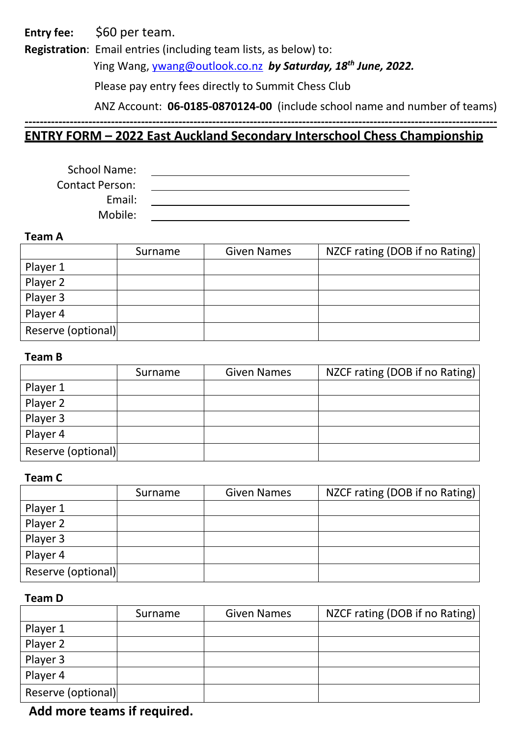**Entry fee:** $60 per team.

**Registration**: Email entries (including team lists, as below) to:

Ying Wang, ywang@outlook.co.nz ***by Saturday, 18th June, 2022.***

Please pay entry fees directly to Summit Chess Club

ANZ Account: **06-0185-0870124-00** (include school name and number of teams)

---

## ENTRY FORM – 2022 East Auckland Secondary Interschool Chess Championship

School Name: ______________________________

Contact Person: ______________________________

Email: ______________________________

Mobile: ______________________________

**Team A**

| | Surname | Given Names | NZCF rating (DOB if no Rating) |
|---|---|---|---|
| Player 1 | | | |
| Player 2 | | | |
| Player 3 | | | |
| Player 4 | | | |
| Reserve (optional) | | | |

**Team B**

| | Surname | Given Names | NZCF rating (DOB if no Rating) |
|---|---|---|---|
| Player 1 | | | |
| Player 2 | | | |
| Player 3 | | | |
| Player 4 | | | |
| Reserve (optional) | | | |

**Team C**

| | Surname | Given Names | NZCF rating (DOB if no Rating) |
|---|---|---|---|
| Player 1 | | | |
| Player 2 | | | |
| Player 3 | | | |
| Player 4 | | | |
| Reserve (optional) | | | |

**Team D**

| | Surname | Given Names | NZCF rating (DOB if no Rating) |
|---|---|---|---|
| Player 1 | | | |
| Player 2 | | | |
| Player 3 | | | |
| Player 4 | | | |
| Reserve (optional) | | | |

**Add more teams if required.**